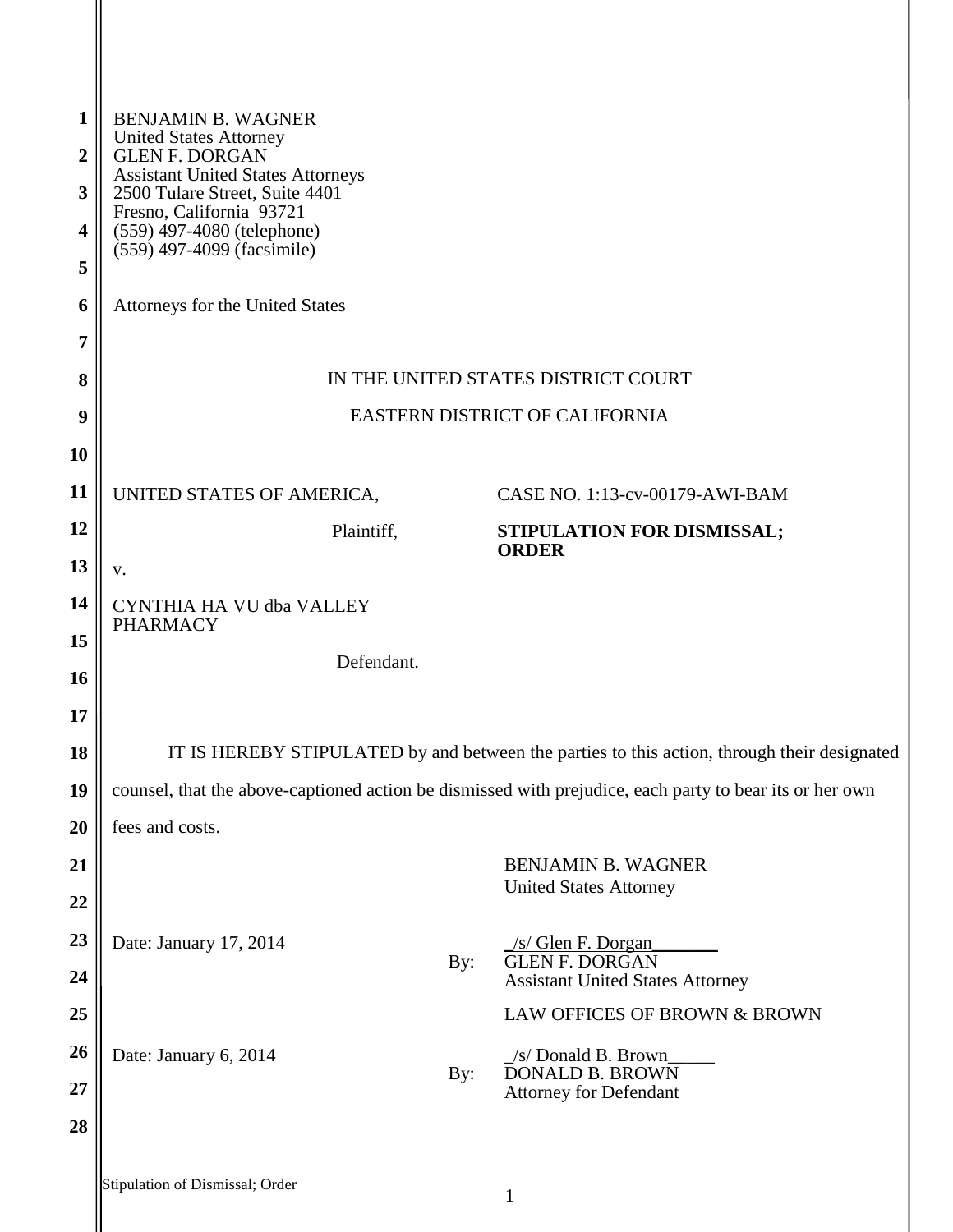BENJAMIN B. WAGNER
United States Attorney
GLEN F. DORGAN
Assistant United States Attorneys
2500 Tulare Street, Suite 4401
Fresno, California 93721
(559) 497-4080 (telephone)
(559) 497-4099 (facsimile)

Attorneys for the United States

IN THE UNITED STATES DISTRICT COURT

EASTERN DISTRICT OF CALIFORNIA

| | |
|---|---|
| UNITED STATES OF AMERICA,<br><br>Plaintiff,<br><br>v.<br><br>CYNTHIA HA VU dba VALLEY PHARMACY<br><br>Defendant. | CASE NO. 1:13-cv-00179-AWI-BAM<br><br>**STIPULATION FOR DISMISSAL; ORDER** |

IT IS HEREBY STIPULATED by and between the parties to this action, through their designated counsel, that the above-captioned action be dismissed with prejudice, each party to bear its or her own fees and costs.

BENJAMIN B. WAGNER
United States Attorney

Date: January 17, 2014

By: _/s/ Glen F. Dorgan_______
GLEN F. DORGAN
Assistant United States Attorney

LAW OFFICES OF BROWN & BROWN

Date: January 6, 2014

By: _/s/ Donald B. Brown_____
DONALD B. BROWN
Attorney for Defendant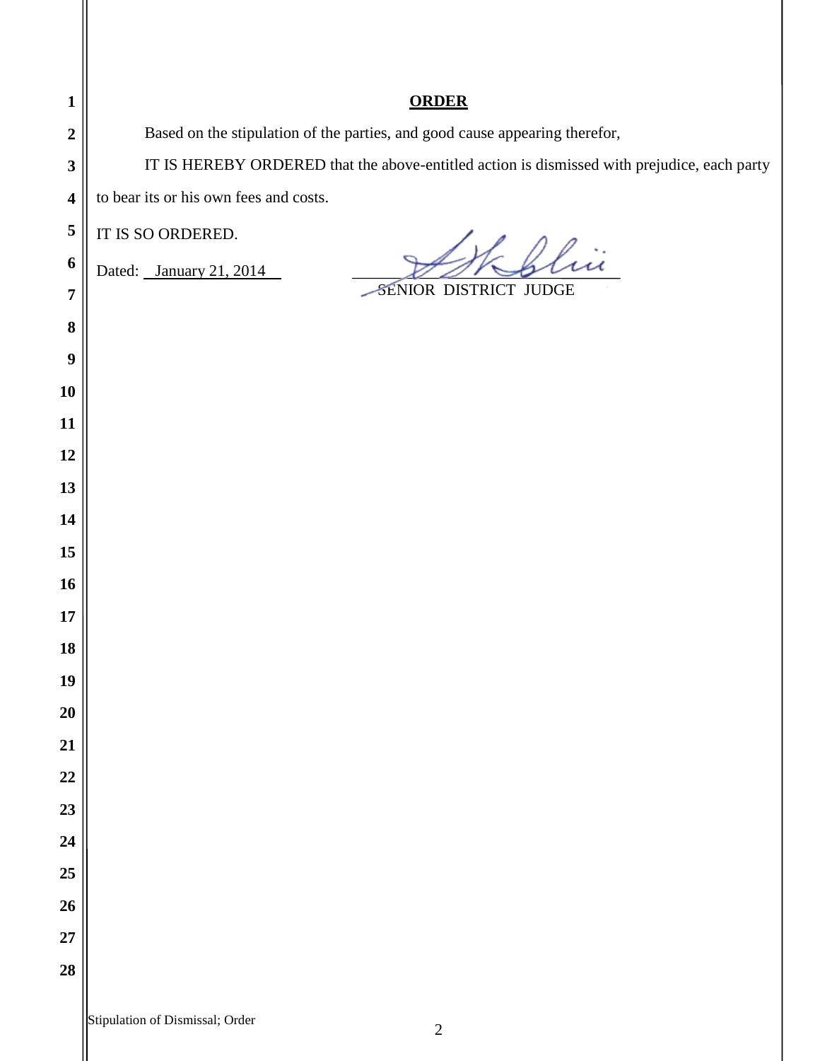**ORDER**

Based on the stipulation of the parties, and good cause appearing therefor,

IT IS HEREBY ORDERED that the above-entitled action is dismissed with prejudice, each party to bear its or his own fees and costs.

IT IS SO ORDERED.

Dated: January 21, 2014

SENIOR DISTRICT JUDGE

Stipulation of Dismissal; Order